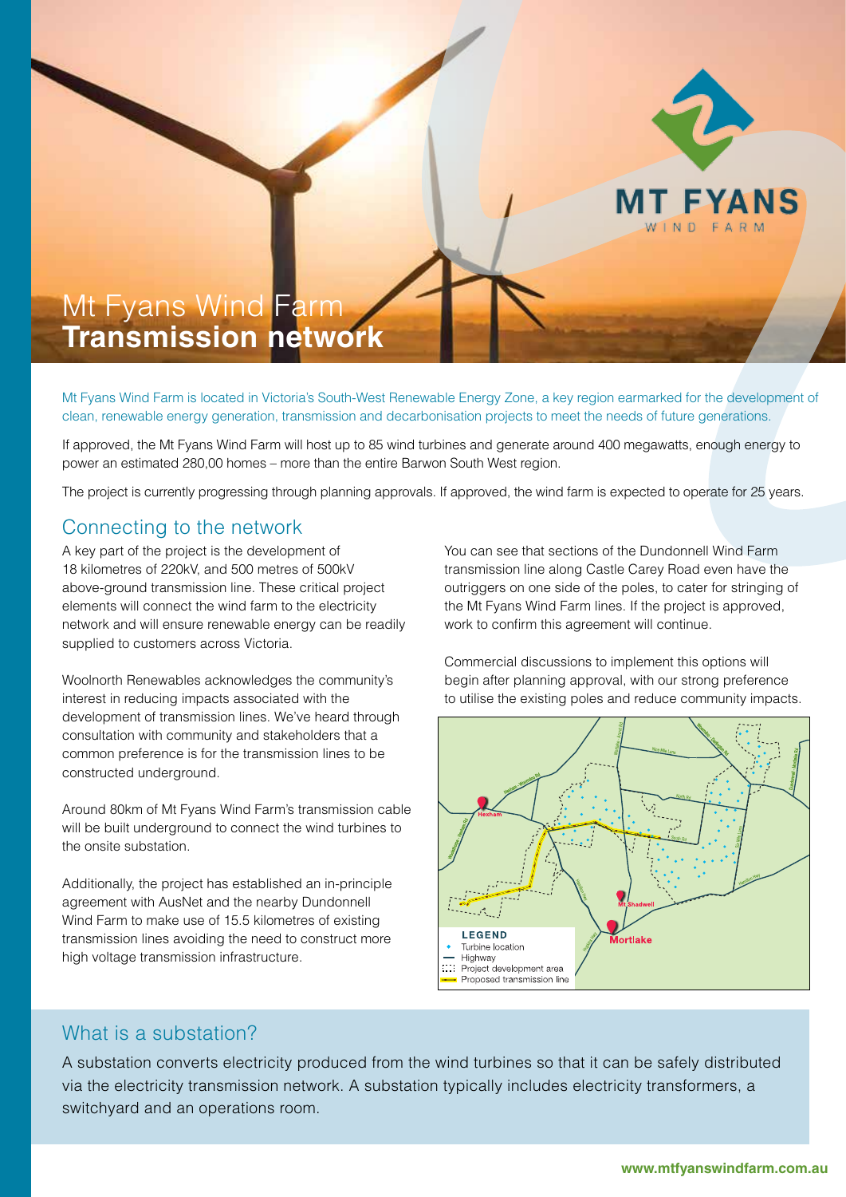# Mt Fyans Wind Farm
# **Transmission network**

Mt Fyans Wind Farm is located in Victoria's South-West Renewable Energy Zone, a key region earmarked for the development of clean, renewable energy generation, transmission and decarbonisation projects to meet the needs of future generations.

If approved, the Mt Fyans Wind Farm will host up to 85 wind turbines and generate around 400 megawatts, enough energy to power an estimated 280,00 homes – more than the entire Barwon South West region.

The project is currently progressing through planning approvals. If approved, the wind farm is expected to operate for 25 years.

## Connecting to the network

A key part of the project is the development of 18 kilometres of 220kV, and 500 metres of 500kV above-ground transmission line. These critical project elements will connect the wind farm to the electricity network and will ensure renewable energy can be readily supplied to customers across Victoria.

Woolnorth Renewables acknowledges the community's interest in reducing impacts associated with the development of transmission lines. We've heard through consultation with community and stakeholders that a common preference is for the transmission lines to be constructed underground.

Around 80km of Mt Fyans Wind Farm's transmission cable will be built underground to connect the wind turbines to the onsite substation.

Additionally, the project has established an in-principle agreement with AusNet and the nearby Dundonnell Wind Farm to make use of 15.5 kilometres of existing transmission lines avoiding the need to construct more high voltage transmission infrastructure.

You can see that sections of the Dundonnell Wind Farm transmission line along Castle Carey Road even have the outriggers on one side of the poles, to cater for stringing of the Mt Fyans Wind Farm lines. If the project is approved, work to confirm this agreement will continue.

Commercial discussions to implement this options will begin after planning approval, with our strong preference to utilise the existing poles and reduce community impacts.

**LEGEND**
- Turbine location
- Highway
- Project development area
- Proposed transmission line

## What is a substation?

A substation converts electricity produced from the wind turbines so that it can be safely distributed via the electricity transmission network. A substation typically includes electricity transformers, a switchyard and an operations room.

**www.mtfyanswindfarm.com.au**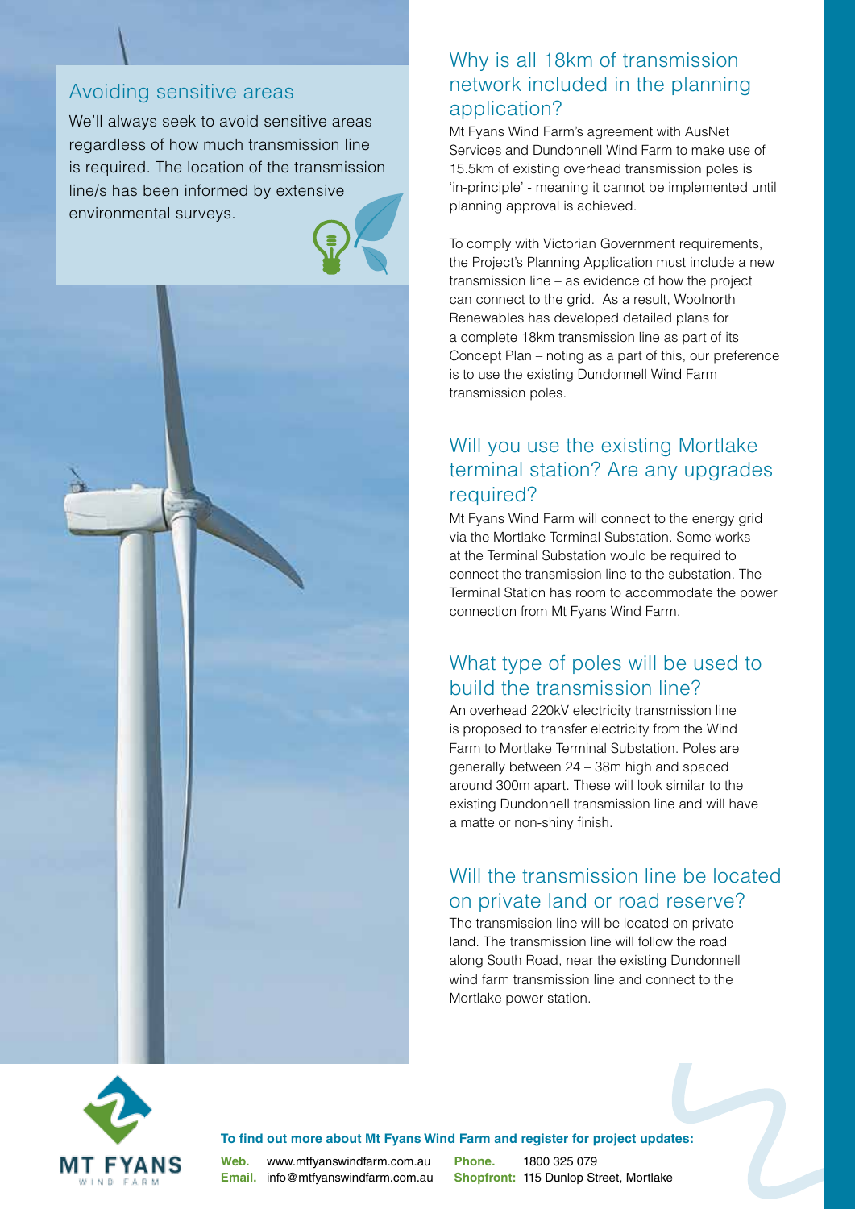## Avoiding sensitive areas

We'll always seek to avoid sensitive areas regardless of how much transmission line is required. The location of the transmission line/s has been informed by extensive environmental surveys.

## Why is all 18km of transmission network included in the planning application?

Mt Fyans Wind Farm's agreement with AusNet Services and Dundonnell Wind Farm to make use of 15.5km of existing overhead transmission poles is 'in-principle' - meaning it cannot be implemented until planning approval is achieved.

To comply with Victorian Government requirements, the Project's Planning Application must include a new transmission line – as evidence of how the project can connect to the grid. As a result, Woolnorth Renewables has developed detailed plans for a complete 18km transmission line as part of its Concept Plan – noting as a part of this, our preference is to use the existing Dundonnell Wind Farm transmission poles.

## Will you use the existing Mortlake terminal station? Are any upgrades required?

Mt Fyans Wind Farm will connect to the energy grid via the Mortlake Terminal Substation. Some works at the Terminal Substation would be required to connect the transmission line to the substation. The Terminal Station has room to accommodate the power connection from Mt Fyans Wind Farm.

## What type of poles will be used to build the transmission line?

An overhead 220kV electricity transmission line is proposed to transfer electricity from the Wind Farm to Mortlake Terminal Substation. Poles are generally between 24 – 38m high and spaced around 300m apart. These will look similar to the existing Dundonnell transmission line and will have a matte or non-shiny finish.

## Will the transmission line be located on private land or road reserve?

The transmission line will be located on private land. The transmission line will follow the road along South Road, near the existing Dundonnell wind farm transmission line and connect to the Mortlake power station.

MT FYANS WIND FARM

**To find out more about Mt Fyans Wind Farm and register for project updates:**

**Web.** www.mtfyanswindfarm.com.au
**Email.** info@mtfyanswindfarm.com.au
**Phone.** 1800 325 079
**Shopfront:** 115 Dunlop Street, Mortlake